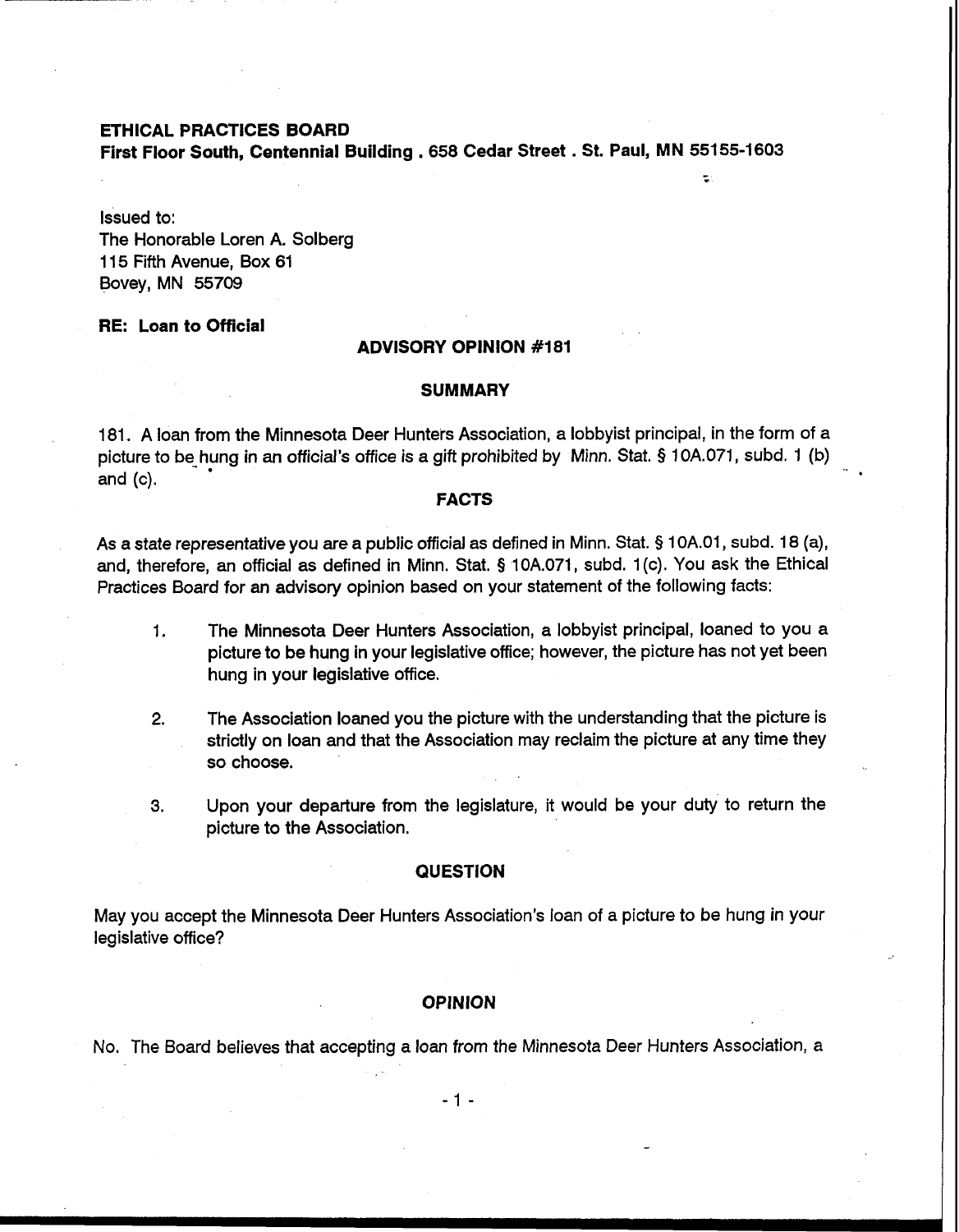**ETHICAL PRACTICES BOARD**
**First Floor South, Centennial Building . 658 Cedar Street . St. Paul, MN 55155-1603**

Issued to:
The Honorable Loren A. Solberg
115 Fifth Avenue, Box 61
Bovey, MN 55709

**RE: Loan to Official**

## ADVISORY OPINION #181

### SUMMARY

181. A loan from the Minnesota Deer Hunters Association, a lobbyist principal, in the form of a picture to be hung in an official's office is a gift prohibited by Minn. Stat. § 10A.071, subd. 1 (b) and (c).

### FACTS

As a state representative you are a public official as defined in Minn. Stat. § 10A.01, subd. 18 (a), and, therefore, an official as defined in Minn. Stat. § 10A.071, subd. 1(c). You ask the Ethical Practices Board for an advisory opinion based on your statement of the following facts:

1. The Minnesota Deer Hunters Association, a lobbyist principal, loaned to you a picture to be hung in your legislative office; however, the picture has not yet been hung in your legislative office.

2. The Association loaned you the picture with the understanding that the picture is strictly on loan and that the Association may reclaim the picture at any time they so choose.

3. Upon your departure from the legislature, it would be your duty to return the picture to the Association.

### QUESTION

May you accept the Minnesota Deer Hunters Association's loan of a picture to be hung in your legislative office?

### OPINION

No. The Board believes that accepting a loan from the Minnesota Deer Hunters Association, a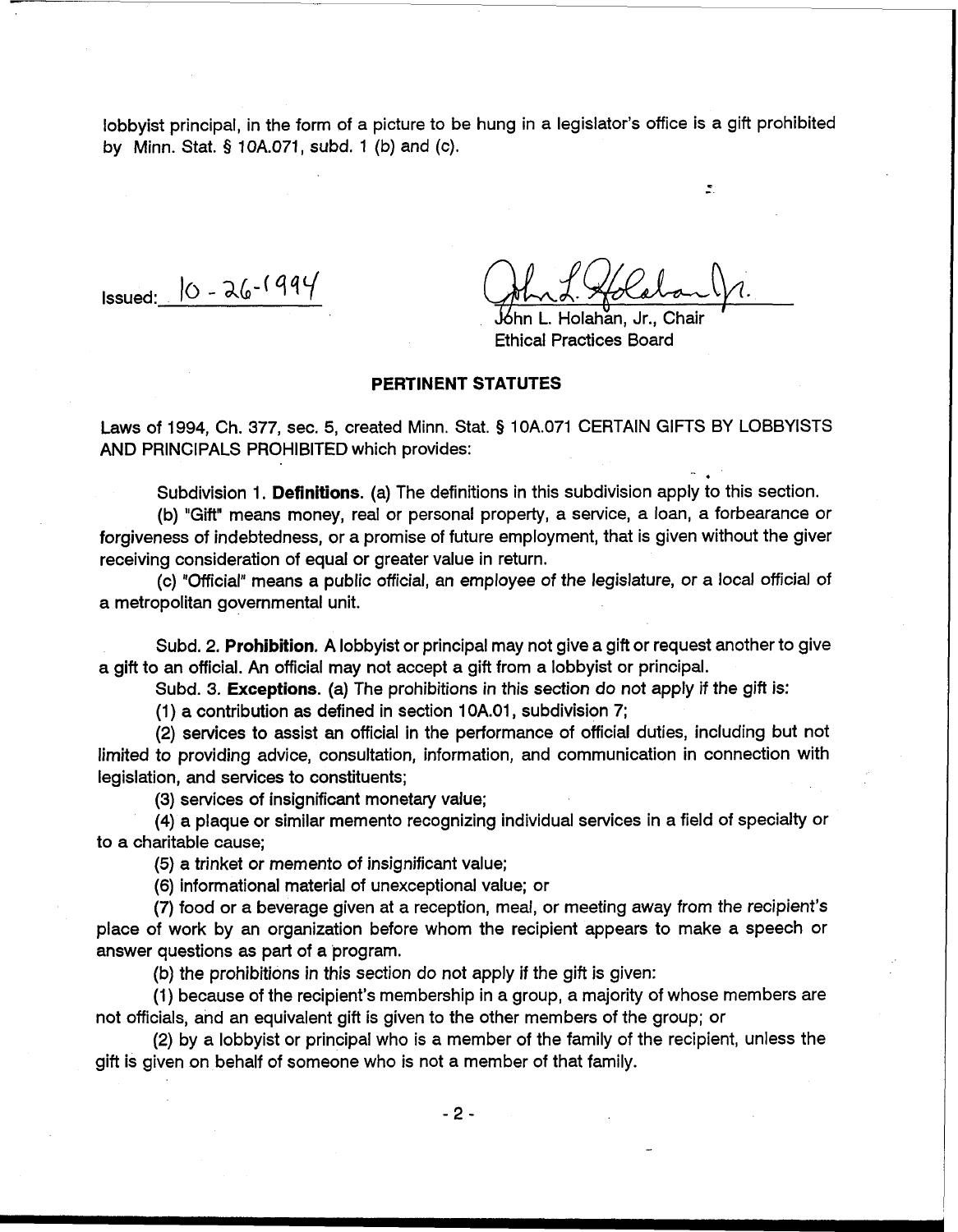lobbyist principal, in the form of a picture to be hung in a legislator's office is a gift prohibited by Minn. Stat. § 10A.071, subd. 1 (b) and (c).

Issued: 10-26-1994

John L. Holahan, Jr., Chair
Ethical Practices Board

## PERTINENT STATUTES

Laws of 1994, Ch. 377, sec. 5, created Minn. Stat. § 10A.071 CERTAIN GIFTS BY LOBBYISTS AND PRINCIPALS PROHIBITED which provides:

Subdivision 1. **Definitions.** (a) The definitions in this subdivision apply to this section.

(b) "Gift" means money, real or personal property, a service, a loan, a forbearance or forgiveness of indebtedness, or a promise of future employment, that is given without the giver receiving consideration of equal or greater value in return.

(c) "Official" means a public official, an employee of the legislature, or a local official of a metropolitan governmental unit.

Subd. 2. **Prohibition.** A lobbyist or principal may not give a gift or request another to give a gift to an official. An official may not accept a gift from a lobbyist or principal.

Subd. 3. **Exceptions.** (a) The prohibitions in this section do not apply if the gift is:

(1) a contribution as defined in section 10A.01, subdivision 7;

(2) services to assist an official in the performance of official duties, including but not limited to providing advice, consultation, information, and communication in connection with legislation, and services to constituents;

(3) services of insignificant monetary value;

(4) a plaque or similar memento recognizing individual services in a field of specialty or to a charitable cause;

(5) a trinket or memento of insignificant value;

(6) informational material of unexceptional value; or

(7) food or a beverage given at a reception, meal, or meeting away from the recipient's place of work by an organization before whom the recipient appears to make a speech or answer questions as part of a program.

(b) the prohibitions in this section do not apply if the gift is given:

(1) because of the recipient's membership in a group, a majority of whose members are not officials, and an equivalent gift is given to the other members of the group; or

(2) by a lobbyist or principal who is a member of the family of the recipient, unless the gift is given on behalf of someone who is not a member of that family.